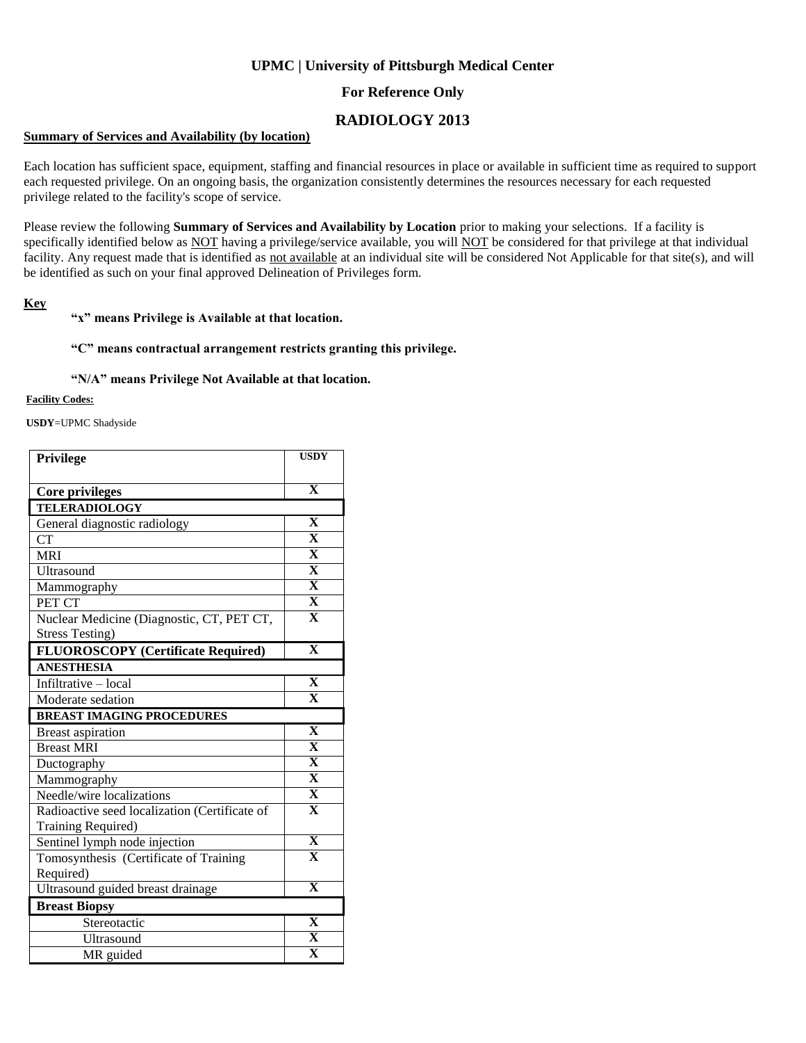**UPMC | University of Pittsburgh Medical Center**

**For Reference Only**

## RADIOLOGY 2013

**Summary of Services and Availability (by location)**

Each location has sufficient space, equipment, staffing and financial resources in place or available in sufficient time as required to support each requested privilege. On an ongoing basis, the organization consistently determines the resources necessary for each requested privilege related to the facility's scope of service.

Please review the following **Summary of Services and Availability by Location** prior to making your selections. If a facility is specifically identified below as NOT having a privilege/service available, you will NOT be considered for that privilege at that individual facility. Any request made that is identified as not available at an individual site will be considered Not Applicable for that site(s), and will be identified as such on your final approved Delineation of Privileges form.

**Key**

**"x" means Privilege is Available at that location.**

**"C" means contractual arrangement restricts granting this privilege.**

**"N/A" means Privilege Not Available at that location.**

**Facility Codes:**

**USDY**=UPMC Shadyside

| Privilege | USDY |
|---|---|
| **Core privileges** | X |
| **TELERADIOLOGY** | |
| General diagnostic radiology | X |
| CT | X |
| MRI | X |
| Ultrasound | X |
| Mammography | X |
| PET CT | X |
| Nuclear Medicine (Diagnostic, CT, PET CT, Stress Testing) | X |
| **FLUOROSCOPY (Certificate Required)** | X |
| **ANESTHESIA** | |
| Infiltrative – local | X |
| Moderate sedation | X |
| **BREAST IMAGING PROCEDURES** | |
| Breast aspiration | X |
| Breast MRI | X |
| Ductography | X |
| Mammography | X |
| Needle/wire localizations | X |
| Radioactive seed localization (Certificate of Training Required) | X |
| Sentinel lymph node injection | X |
| Tomosynthesis (Certificate of Training Required) | X |
| Ultrasound guided breast drainage | X |
| **Breast Biopsy** | |
| Stereotactic | X |
| Ultrasound | X |
| MR guided | X |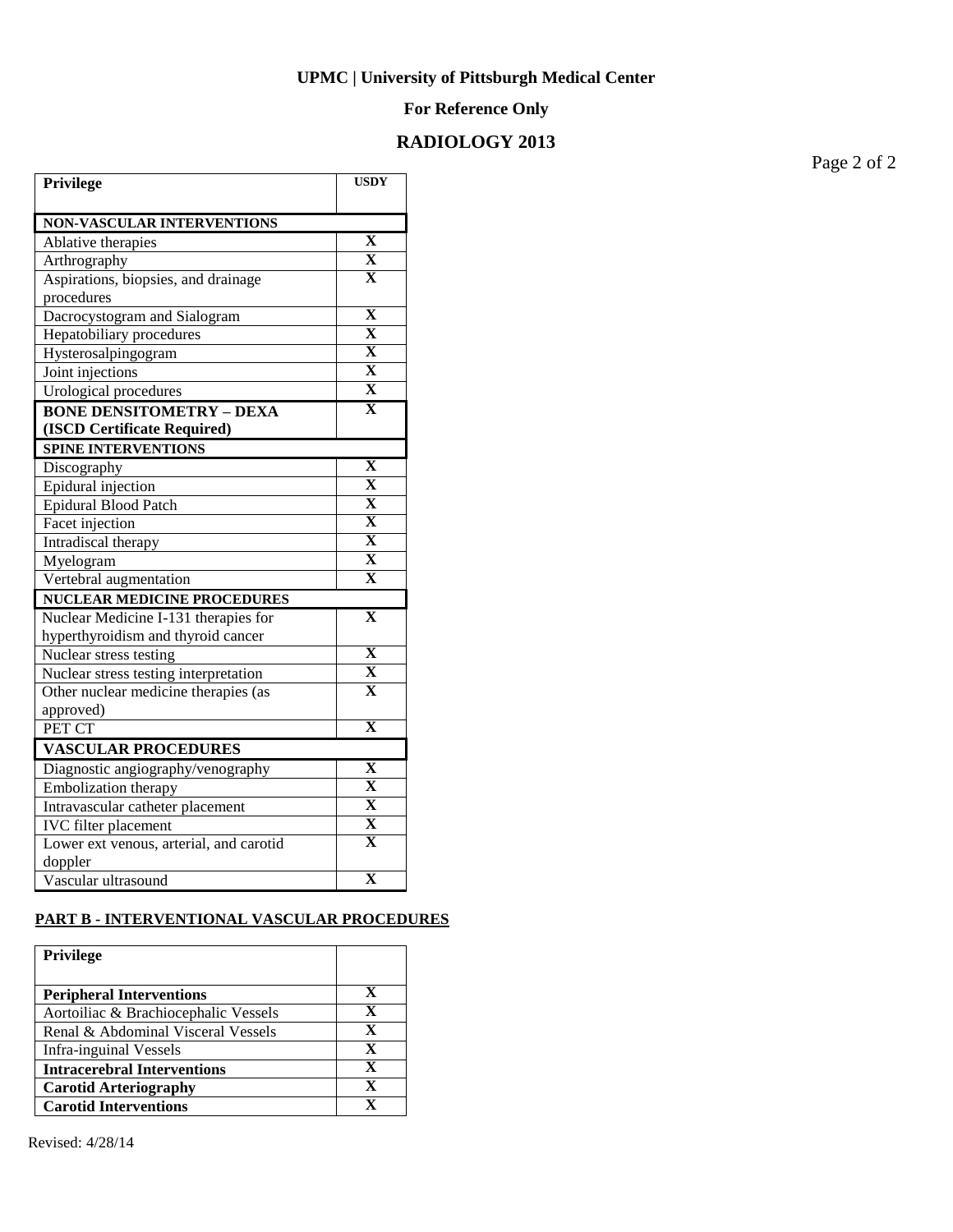**UPMC | University of Pittsburgh Medical Center**

**For Reference Only**

## RADIOLOGY 2013

| Privilege | USDY |
|---|---|
| **NON-VASCULAR INTERVENTIONS** | |
| Ablative therapies | X |
| Arthrography | X |
| Aspirations, biopsies, and drainage procedures | X |
| Dacrocystogram and Sialogram | X |
| Hepatobiliary procedures | X |
| Hysterosalpingogram | X |
| Joint injections | X |
| Urological procedures | X |
| **BONE DENSITOMETRY – DEXA (ISCD Certificate Required)** | X |
| **SPINE INTERVENTIONS** | |
| Discography | X |
| Epidural injection | X |
| Epidural Blood Patch | X |
| Facet injection | X |
| Intradiscal therapy | X |
| Myelogram | X |
| Vertebral augmentation | X |
| **NUCLEAR MEDICINE PROCEDURES** | |
| Nuclear Medicine I-131 therapies for hyperthyroidism and thyroid cancer | X |
| Nuclear stress testing | X |
| Nuclear stress testing interpretation | X |
| Other nuclear medicine therapies (as approved) | X |
| PET CT | X |
| **VASCULAR PROCEDURES** | |
| Diagnostic angiography/venography | X |
| Embolization therapy | X |
| Intravascular catheter placement | X |
| IVC filter placement | X |
| Lower ext venous, arterial, and carotid doppler | X |
| Vascular ultrasound | X |

**PART B - INTERVENTIONAL VASCULAR PROCEDURES**

| Privilege | |
|---|---|
| **Peripheral Interventions** | X |
| Aortoiliac & Brachiocephalic Vessels | X |
| Renal & Abdominal Visceral Vessels | X |
| Infra-inguinal Vessels | X |
| **Intracerebral Interventions** | X |
| **Carotid Arteriography** | X |
| **Carotid Interventions** | X |

Revised: 4/28/14